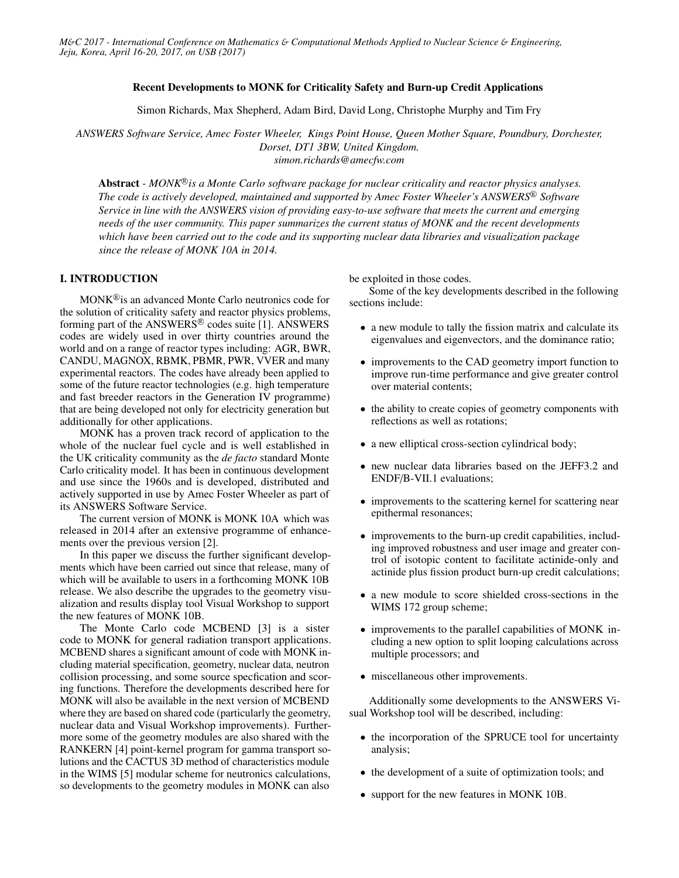# Recent Developments to MONK for Criticality Safety and Burn-up Credit Applications

Simon Richards, Max Shepherd, Adam Bird, David Long, Christophe Murphy and Tim Fry

*ANSWERS Software Service, Amec Foster Wheeler, Kings Point House, Queen Mother Square, Poundbury, Dorchester, Dorset, DT1 3BW, United Kingdom.*
*simon.richards@amecfw.com*

**Abstract** - *MONK®is a Monte Carlo software package for nuclear criticality and reactor physics analyses. The code is actively developed, maintained and supported by Amec Foster Wheeler's ANSWERS® Software Service in line with the ANSWERS vision of providing easy-to-use software that meets the current and emerging needs of the user community. This paper summarizes the current status of MONK and the recent developments which have been carried out to the code and its supporting nuclear data libraries and visualization package since the release of MONK 10A in 2014.*

## I. INTRODUCTION

MONK®is an advanced Monte Carlo neutronics code for the solution of criticality safety and reactor physics problems, forming part of the ANSWERS® codes suite [1]. ANSWERS codes are widely used in over thirty countries around the world and on a range of reactor types including: AGR, BWR, CANDU, MAGNOX, RBMK, PBMR, PWR, VVER and many experimental reactors. The codes have already been applied to some of the future reactor technologies (e.g. high temperature and fast breeder reactors in the Generation IV programme) that are being developed not only for electricity generation but additionally for other applications.

MONK has a proven track record of application to the whole of the nuclear fuel cycle and is well established in the UK criticality community as the *de facto* standard Monte Carlo criticality model. It has been in continuous development and use since the 1960s and is developed, distributed and actively supported in use by Amec Foster Wheeler as part of its ANSWERS Software Service.

The current version of MONK is MONK 10A which was released in 2014 after an extensive programme of enhancements over the previous version [2].

In this paper we discuss the further significant developments which have been carried out since that release, many of which will be available to users in a forthcoming MONK 10B release. We also describe the upgrades to the geometry visualization and results display tool Visual Workshop to support the new features of MONK 10B.

The Monte Carlo code MCBEND [3] is a sister code to MONK for general radiation transport applications. MCBEND shares a significant amount of code with MONK including material specification, geometry, nuclear data, neutron collision processing, and some source specfication and scoring functions. Therefore the developments described here for MONK will also be available in the next version of MCBEND where they are based on shared code (particularly the geometry, nuclear data and Visual Workshop improvements). Furthermore some of the geometry modules are also shared with the RANKERN [4] point-kernel program for gamma transport solutions and the CACTUS 3D method of characteristics module in the WIMS [5] modular scheme for neutronics calculations, so developments to the geometry modules in MONK can also be exploited in those codes.

Some of the key developments described in the following sections include:

- a new module to tally the fission matrix and calculate its eigenvalues and eigenvectors, and the dominance ratio;
- improvements to the CAD geometry import function to improve run-time performance and give greater control over material contents;
- the ability to create copies of geometry components with reflections as well as rotations;
- a new elliptical cross-section cylindrical body;
- new nuclear data libraries based on the JEFF3.2 and ENDF/B-VII.1 evaluations;
- improvements to the scattering kernel for scattering near epithermal resonances;
- improvements to the burn-up credit capabilities, including improved robustness and user image and greater control of isotopic content to facilitate actinide-only and actinide plus fission product burn-up credit calculations;
- a new module to score shielded cross-sections in the WIMS 172 group scheme;
- improvements to the parallel capabilities of MONK including a new option to split looping calculations across multiple processors; and
- miscellaneous other improvements.

Additionally some developments to the ANSWERS Visual Workshop tool will be described, including:

- the incorporation of the SPRUCE tool for uncertainty analysis;
- the development of a suite of optimization tools; and
- support for the new features in MONK 10B.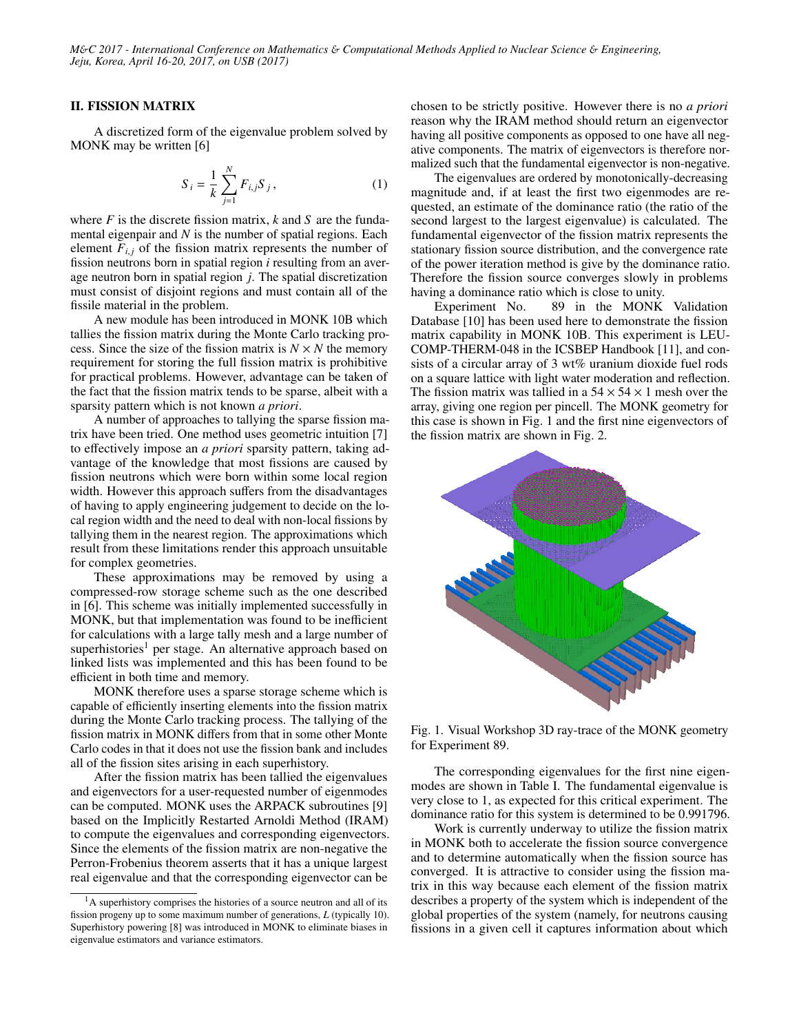## II. FISSION MATRIX

A discretized form of the eigenvalue problem solved by MONK may be written [6]

$$S_i = \frac{1}{k} \sum_{j=1}^{N} F_{i,j} S_j, \quad (1)$$

where $F$ is the discrete fission matrix, $k$ and $S$ are the fundamental eigenpair and $N$ is the number of spatial regions. Each element $F_{i,j}$ of the fission matrix represents the number of fission neutrons born in spatial region $i$ resulting from an average neutron born in spatial region $j$. The spatial discretization must consist of disjoint regions and must contain all of the fissile material in the problem.

A new module has been introduced in MONK 10B which tallies the fission matrix during the Monte Carlo tracking process. Since the size of the fission matrix is $N \times N$ the memory requirement for storing the full fission matrix is prohibitive for practical problems. However, advantage can be taken of the fact that the fission matrix tends to be sparse, albeit with a sparsity pattern which is not known *a priori*.

A number of approaches to tallying the sparse fission matrix have been tried. One method uses geometric intuition [7] to effectively impose an *a priori* sparsity pattern, taking advantage of the knowledge that most fissions are caused by fission neutrons which were born within some local region width. However this approach suffers from the disadvantages of having to apply engineering judgement to decide on the local region width and the need to deal with non-local fissions by tallying them in the nearest region. The approximations which result from these limitations render this approach unsuitable for complex geometries.

These approximations may be removed by using a compressed-row storage scheme such as the one described in [6]. This scheme was initially implemented successfully in MONK, but that implementation was found to be inefficient for calculations with a large tally mesh and a large number of superhistories[1] per stage. An alternative approach based on linked lists was implemented and this has been found to be efficient in both time and memory.

MONK therefore uses a sparse storage scheme which is capable of efficiently inserting elements into the fission matrix during the Monte Carlo tracking process. The tallying of the fission matrix in MONK differs from that in some other Monte Carlo codes in that it does not use the fission bank and includes all of the fission sites arising in each superhistory.

After the fission matrix has been tallied the eigenvalues and eigenvectors for a user-requested number of eigenmodes can be computed. MONK uses the ARPACK subroutines [9] based on the Implicitly Restarted Arnoldi Method (IRAM) to compute the eigenvalues and corresponding eigenvectors. Since the elements of the fission matrix are non-negative the Perron-Frobenius theorem asserts that it has a unique largest real eigenvalue and that the corresponding eigenvector can be chosen to be strictly positive. However there is no *a priori* reason why the IRAM method should return an eigenvector having all positive components as opposed to one have all negative components. The matrix of eigenvectors is therefore normalized such that the fundamental eigenvector is non-negative.

The eigenvalues are ordered by monotonically-decreasing magnitude and, if at least the first two eigenmodes are requested, an estimate of the dominance ratio (the ratio of the second largest to the largest eigenvalue) is calculated. The fundamental eigenvector of the fission matrix represents the stationary fission source distribution, and the convergence rate of the power iteration method is give by the dominance ratio. Therefore the fission source converges slowly in problems having a dominance ratio which is close to unity.

Experiment No. 89 in the MONK Validation Database [10] has been used here to demonstrate the fission matrix capability in MONK 10B. This experiment is LEU-COMP-THERM-048 in the ICSBEP Handbook [11], and consists of a circular array of 3 wt% uranium dioxide fuel rods on a square lattice with light water moderation and reflection. The fission matrix was tallied in a $54 \times 54 \times 1$ mesh over the array, giving one region per pincell. The MONK geometry for this case is shown in Fig. 1 and the first nine eigenvectors of the fission matrix are shown in Fig. 2.

Fig. 1. Visual Workshop 3D ray-trace of the MONK geometry for Experiment 89.

The corresponding eigenvalues for the first nine eigenmodes are shown in Table I. The fundamental eigenvalue is very close to 1, as expected for this critical experiment. The dominance ratio for this system is determined to be 0.991796.

Work is currently underway to utilize the fission matrix in MONK both to accelerate the fission source convergence and to determine automatically when the fission source has converged. It is attractive to consider using the fission matrix in this way because each element of the fission matrix describes a property of the system which is independent of the global properties of the system (namely, for neutrons causing fissions in a given cell it captures information about which

---

[1] A superhistory comprises the histories of a source neutron and all of its fission progeny up to some maximum number of generations, $L$ (typically 10). Superhistory powering [8] was introduced in MONK to eliminate biases in eigenvalue estimators and variance estimators.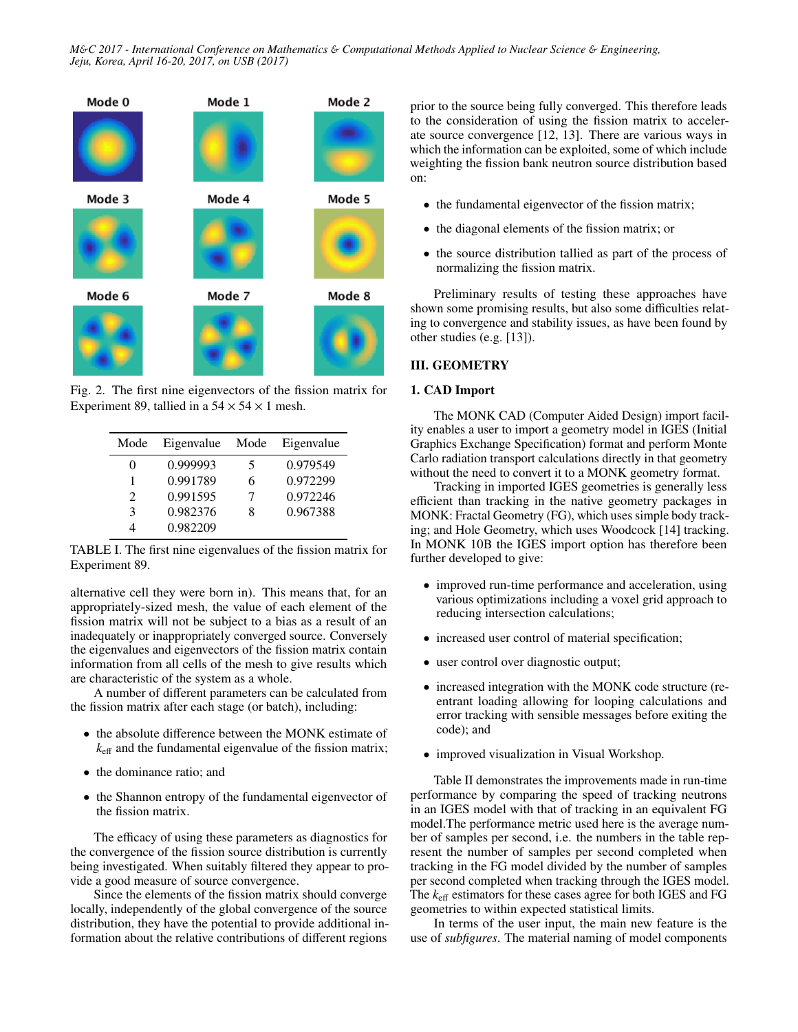Fig. 2. The first nine eigenvectors of the fission matrix for Experiment 89, tallied in a $54 \times 54 \times 1$ mesh.

| Mode | Eigenvalue | Mode | Eigenvalue |
|---|---|---|---|
| 0 | 0.999993 | 5 | 0.979549 |
| 1 | 0.991789 | 6 | 0.972299 |
| 2 | 0.991595 | 7 | 0.972246 |
| 3 | 0.982376 | 8 | 0.967388 |
| 4 | 0.982209 | | |

TABLE I. The first nine eigenvalues of the fission matrix for Experiment 89.

alternative cell they were born in). This means that, for an appropriately-sized mesh, the value of each element of the fission matrix will not be subject to a bias as a result of an inadequately or inappropriately converged source. Conversely the eigenvalues and eigenvectors of the fission matrix contain information from all cells of the mesh to give results which are characteristic of the system as a whole.

A number of different parameters can be calculated from the fission matrix after each stage (or batch), including:

- the absolute difference between the MONK estimate of $k_{\text{eff}}$ and the fundamental eigenvalue of the fission matrix;
- the dominance ratio; and
- the Shannon entropy of the fundamental eigenvector of the fission matrix.

The efficacy of using these parameters as diagnostics for the convergence of the fission source distribution is currently being investigated. When suitably filtered they appear to provide a good measure of source convergence.

Since the elements of the fission matrix should converge locally, independently of the global convergence of the source distribution, they have the potential to provide additional information about the relative contributions of different regions prior to the source being fully converged. This therefore leads to the consideration of using the fission matrix to accelerate source convergence [12, 13]. There are various ways in which the information can be exploited, some of which include weighting the fission bank neutron source distribution based on:

- the fundamental eigenvector of the fission matrix;
- the diagonal elements of the fission matrix; or
- the source distribution tallied as part of the process of normalizing the fission matrix.

Preliminary results of testing these approaches have shown some promising results, but also some difficulties relating to convergence and stability issues, as have been found by other studies (e.g. [13]).

## III. GEOMETRY

### 1. CAD Import

The MONK CAD (Computer Aided Design) import facility enables a user to import a geometry model in IGES (Initial Graphics Exchange Specification) format and perform Monte Carlo radiation transport calculations directly in that geometry without the need to convert it to a MONK geometry format.

Tracking in imported IGES geometries is generally less efficient than tracking in the native geometry packages in MONK: Fractal Geometry (FG), which uses simple body tracking; and Hole Geometry, which uses Woodcock [14] tracking. In MONK 10B the IGES import option has therefore been further developed to give:

- improved run-time performance and acceleration, using various optimizations including a voxel grid approach to reducing intersection calculations;
- increased user control of material specification;
- user control over diagnostic output;
- increased integration with the MONK code structure (re-entrant loading allowing for looping calculations and error tracking with sensible messages before exiting the code); and
- improved visualization in Visual Workshop.

Table II demonstrates the improvements made in run-time performance by comparing the speed of tracking neutrons in an IGES model with that of tracking in an equivalent FG model.The performance metric used here is the average number of samples per second, i.e. the numbers in the table represent the number of samples per second completed when tracking in the FG model divided by the number of samples per second completed when tracking through the IGES model. The $k_{\text{eff}}$ estimators for these cases agree for both IGES and FG geometries to within expected statistical limits.

In terms of the user input, the main new feature is the use of *subfigures*. The material naming of model components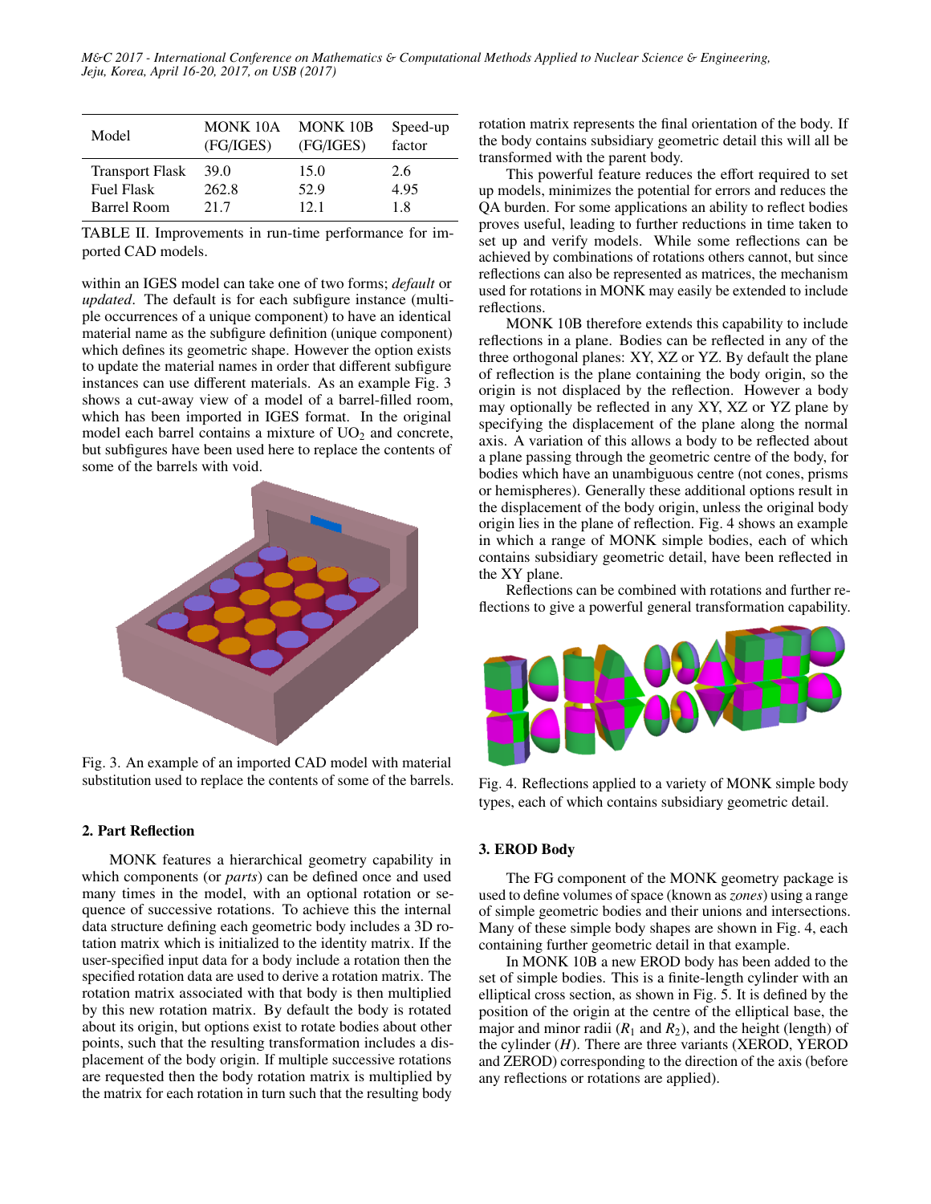| Model | MONK 10A (FG/IGES) | MONK 10B (FG/IGES) | Speed-up factor |
|---|---|---|---|
| Transport Flask | 39.0 | 15.0 | 2.6 |
| Fuel Flask | 262.8 | 52.9 | 4.95 |
| Barrel Room | 21.7 | 12.1 | 1.8 |

TABLE II. Improvements in run-time performance for imported CAD models.

within an IGES model can take one of two forms; *default* or *updated*. The default is for each subfigure instance (multiple occurrences of a unique component) to have an identical material name as the subfigure definition (unique component) which defines its geometric shape. However the option exists to update the material names in order that different subfigure instances can use different materials. As an example Fig. 3 shows a cut-away view of a model of a barrel-filled room, which has been imported in IGES format. In the original model each barrel contains a mixture of $UO_2$ and concrete, but subfigures have been used here to replace the contents of some of the barrels with void.

Fig. 3. An example of an imported CAD model with material substitution used to replace the contents of some of the barrels.

## 2. Part Reflection

MONK features a hierarchical geometry capability in which components (or *parts*) can be defined once and used many times in the model, with an optional rotation or sequence of successive rotations. To achieve this the internal data structure defining each geometric body includes a 3D rotation matrix which is initialized to the identity matrix. If the user-specified input data for a body include a rotation then the specified rotation data are used to derive a rotation matrix. The rotation matrix associated with that body is then multiplied by this new rotation matrix. By default the body is rotated about its origin, but options exist to rotate bodies about other points, such that the resulting transformation includes a displacement of the body origin. If multiple successive rotations are requested then the body rotation matrix is multiplied by the matrix for each rotation in turn such that the resulting body rotation matrix represents the final orientation of the body. If the body contains subsidiary geometric detail this will all be transformed with the parent body.

This powerful feature reduces the effort required to set up models, minimizes the potential for errors and reduces the QA burden. For some applications an ability to reflect bodies proves useful, leading to further reductions in time taken to set up and verify models. While some reflections can be achieved by combinations of rotations others cannot, but since reflections can also be represented as matrices, the mechanism used for rotations in MONK may easily be extended to include reflections.

MONK 10B therefore extends this capability to include reflections in a plane. Bodies can be reflected in any of the three orthogonal planes: XY, XZ or YZ. By default the plane of reflection is the plane containing the body origin, so the origin is not displaced by the reflection. However a body may optionally be reflected in any XY, XZ or YZ plane by specifying the displacement of the plane along the normal axis. A variation of this allows a body to be reflected about a plane passing through the geometric centre of the body, for bodies which have an unambiguous centre (not cones, prisms or hemispheres). Generally these additional options result in the displacement of the body origin, unless the original body origin lies in the plane of reflection. Fig. 4 shows an example in which a range of MONK simple bodies, each of which contains subsidiary geometric detail, have been reflected in the XY plane.

Reflections can be combined with rotations and further reflections to give a powerful general transformation capability.

Fig. 4. Reflections applied to a variety of MONK simple body types, each of which contains subsidiary geometric detail.

## 3. EROD Body

The FG component of the MONK geometry package is used to define volumes of space (known as *zones*) using a range of simple geometric bodies and their unions and intersections. Many of these simple body shapes are shown in Fig. 4, each containing further geometric detail in that example.

In MONK 10B a new EROD body has been added to the set of simple bodies. This is a finite-length cylinder with an elliptical cross section, as shown in Fig. 5. It is defined by the position of the origin at the centre of the elliptical base, the major and minor radii ($R_1$ and $R_2$), and the height (length) of the cylinder ($H$). There are three variants (XEROD, YEROD and ZEROD) corresponding to the direction of the axis (before any reflections or rotations are applied).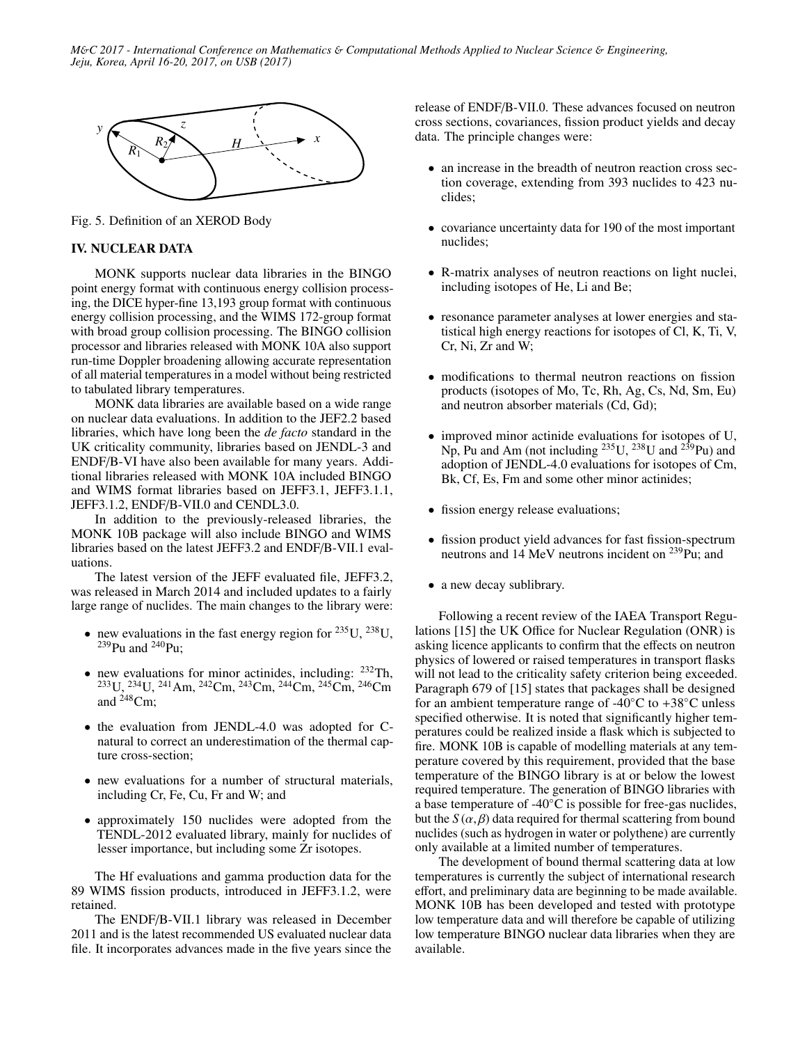Fig. 5. Definition of an XEROD Body

## IV. NUCLEAR DATA

MONK supports nuclear data libraries in the BINGO point energy format with continuous energy collision processing, the DICE hyper-fine 13,193 group format with continuous energy collision processing, and the WIMS 172-group format with broad group collision processing. The BINGO collision processor and libraries released with MONK 10A also support run-time Doppler broadening allowing accurate representation of all material temperatures in a model without being restricted to tabulated library temperatures.

MONK data libraries are available based on a wide range on nuclear data evaluations. In addition to the JEF2.2 based libraries, which have long been the *de facto* standard in the UK criticality community, libraries based on JENDL-3 and ENDF/B-VI have also been available for many years. Additional libraries released with MONK 10A included BINGO and WIMS format libraries based on JEFF3.1, JEFF3.1.1, JEFF3.1.2, ENDF/B-VII.0 and CENDL3.0.

In addition to the previously-released libraries, the MONK 10B package will also include BINGO and WIMS libraries based on the latest JEFF3.2 and ENDF/B-VII.1 evaluations.

The latest version of the JEFF evaluated file, JEFF3.2, was released in March 2014 and included updates to a fairly large range of nuclides. The main changes to the library were:

- new evaluations in the fast energy region for $^{235}$U, $^{238}$U, $^{239}$Pu and $^{240}$Pu;
- new evaluations for minor actinides, including: $^{232}$Th, $^{233}$U, $^{234}$U, $^{241}$Am, $^{242}$Cm, $^{243}$Cm, $^{244}$Cm, $^{245}$Cm, $^{246}$Cm and $^{248}$Cm;
- the evaluation from JENDL-4.0 was adopted for C-natural to correct an underestimation of the thermal capture cross-section;
- new evaluations for a number of structural materials, including Cr, Fe, Cu, Fr and W; and
- approximately 150 nuclides were adopted from the TENDL-2012 evaluated library, mainly for nuclides of lesser importance, but including some Zr isotopes.

The Hf evaluations and gamma production data for the 89 WIMS fission products, introduced in JEFF3.1.2, were retained.

The ENDF/B-VII.1 library was released in December 2011 and is the latest recommended US evaluated nuclear data file. It incorporates advances made in the five years since the release of ENDF/B-VII.0. These advances focused on neutron cross sections, covariances, fission product yields and decay data. The principle changes were:

- an increase in the breadth of neutron reaction cross section coverage, extending from 393 nuclides to 423 nuclides;
- covariance uncertainty data for 190 of the most important nuclides;
- R-matrix analyses of neutron reactions on light nuclei, including isotopes of He, Li and Be;
- resonance parameter analyses at lower energies and statistical high energy reactions for isotopes of Cl, K, Ti, V, Cr, Ni, Zr and W;
- modifications to thermal neutron reactions on fission products (isotopes of Mo, Tc, Rh, Ag, Cs, Nd, Sm, Eu) and neutron absorber materials (Cd, Gd);
- improved minor actinide evaluations for isotopes of U, Np, Pu and Am (not including $^{235}$U, $^{238}$U and $^{239}$Pu) and adoption of JENDL-4.0 evaluations for isotopes of Cm, Bk, Cf, Es, Fm and some other minor actinides;
- fission energy release evaluations;
- fission product yield advances for fast fission-spectrum neutrons and 14 MeV neutrons incident on $^{239}$Pu; and
- a new decay sublibrary.

Following a recent review of the IAEA Transport Regulations [15] the UK Office for Nuclear Regulation (ONR) is asking licence applicants to confirm that the effects on neutron physics of lowered or raised temperatures in transport flasks will not lead to the criticality safety criterion being exceeded. Paragraph 679 of [15] states that packages shall be designed for an ambient temperature range of -40°C to +38°C unless specified otherwise. It is noted that significantly higher temperatures could be realized inside a flask which is subjected to fire. MONK 10B is capable of modelling materials at any temperature covered by this requirement, provided that the base temperature of the BINGO library is at or below the lowest required temperature. The generation of BINGO libraries with a base temperature of -40°C is possible for free-gas nuclides, but the $S(\alpha,\beta)$ data required for thermal scattering from bound nuclides (such as hydrogen in water or polythene) are currently only available at a limited number of temperatures.

The development of bound thermal scattering data at low temperatures is currently the subject of international research effort, and preliminary data are beginning to be made available. MONK 10B has been developed and tested with prototype low temperature data and will therefore be capable of utilizing low temperature BINGO nuclear data libraries when they are available.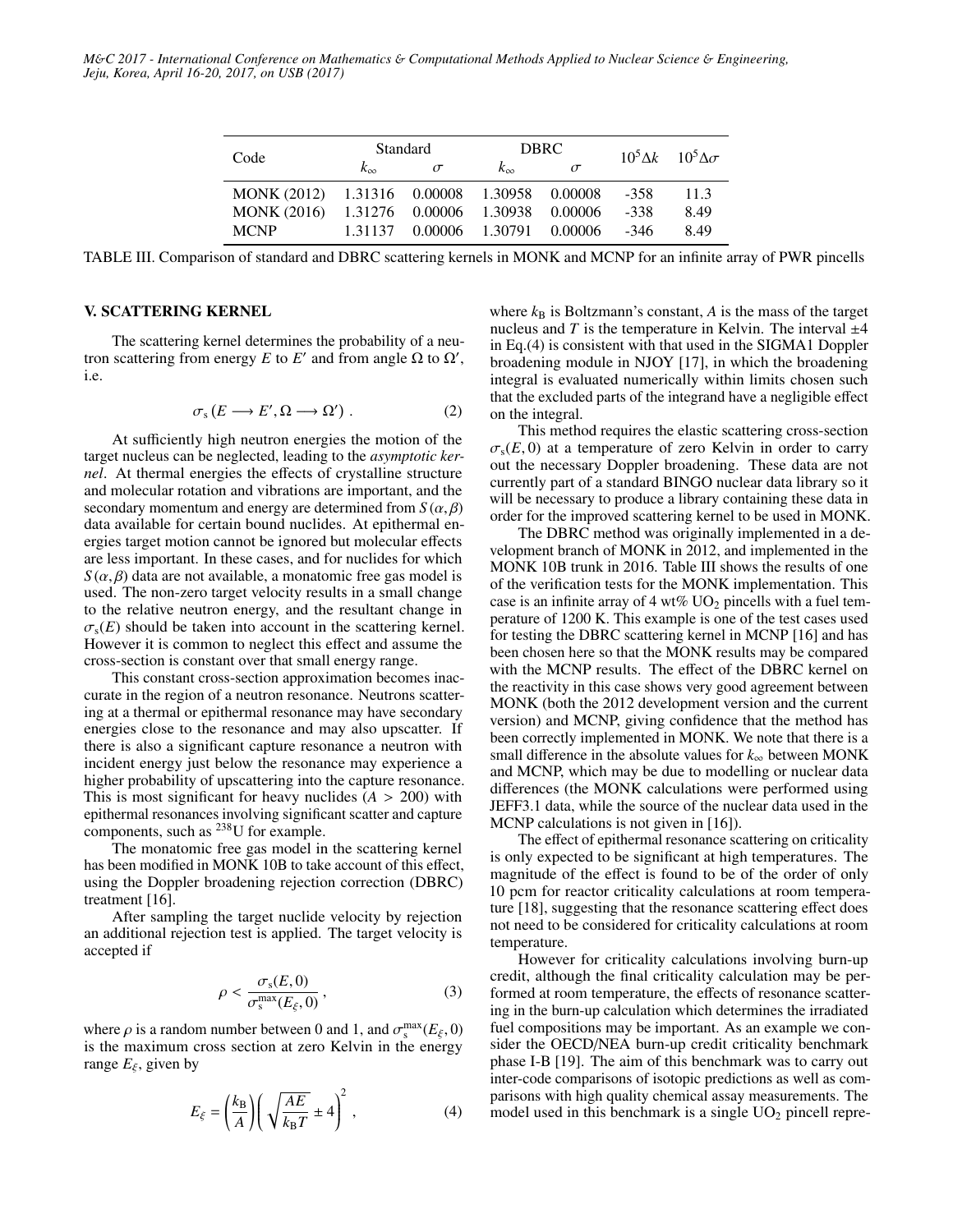| Code | Standard | | DBRC | | $10^5\Delta k$ | $10^5\Delta\sigma$ |
|---|---|---|---|---|---|---|
| | $k_\infty$ | $\sigma$ | $k_\infty$ | $\sigma$ | | |
| MONK (2012) | 1.31316 | 0.00008 | 1.30958 | 0.00008 | -358 | 11.3 |
| MONK (2016) | 1.31276 | 0.00006 | 1.30938 | 0.00006 | -338 | 8.49 |
| MCNP | 1.31137 | 0.00006 | 1.30791 | 0.00006 | -346 | 8.49 |

TABLE III. Comparison of standard and DBRC scattering kernels in MONK and MCNP for an infinite array of PWR pincells

## V. SCATTERING KERNEL

The scattering kernel determines the probability of a neutron scattering from energy $E$ to $E'$ and from angle $\Omega$ to $\Omega'$, i.e.

$$\sigma_s(E \longrightarrow E', \Omega \longrightarrow \Omega') . \tag{2}$$

At sufficiently high neutron energies the motion of the target nucleus can be neglected, leading to the *asymptotic kernel*. At thermal energies the effects of crystalline structure and molecular rotation and vibrations are important, and the secondary momentum and energy are determined from $S(\alpha, \beta)$ data available for certain bound nuclides. At epithermal energies target motion cannot be ignored but molecular effects are less important. In these cases, and for nuclides for which $S(\alpha, \beta)$ data are not available, a monatomic free gas model is used. The non-zero target velocity results in a small change to the relative neutron energy, and the resultant change in $\sigma_s(E)$ should be taken into account in the scattering kernel. However it is common to neglect this effect and assume the cross-section is constant over that small energy range.

This constant cross-section approximation becomes inaccurate in the region of a neutron resonance. Neutrons scattering at a thermal or epithermal resonance may have secondary energies close to the resonance and may also upscatter. If there is also a significant capture resonance a neutron with incident energy just below the resonance may experience a higher probability of upscattering into the capture resonance. This is most significant for heavy nuclides ($A > 200$) with epithermal resonances involving significant scatter and capture components, such as $^{238}$U for example.

The monatomic free gas model in the scattering kernel has been modified in MONK 10B to take account of this effect, using the Doppler broadening rejection correction (DBRC) treatment [16].

After sampling the target nuclide velocity by rejection an additional rejection test is applied. The target velocity is accepted if

$$\rho < \frac{\sigma_s(E, 0)}{\sigma_s^{\max}(E_\xi, 0)} , \tag{3}$$

where $\rho$ is a random number between 0 and 1, and $\sigma_s^{\max}(E_\xi, 0)$ is the maximum cross section at zero Kelvin in the energy range $E_\xi$, given by

$$E_\xi = \left(\frac{k_B}{A}\right)\left(\sqrt{\frac{AE}{k_B T}} \pm 4\right)^2 , \tag{4}$$

where $k_B$ is Boltzmann's constant, $A$ is the mass of the target nucleus and $T$ is the temperature in Kelvin. The interval $\pm 4$ in Eq.(4) is consistent with that used in the SIGMA1 Doppler broadening module in NJOY [17], in which the broadening integral is evaluated numerically within limits chosen such that the excluded parts of the integrand have a negligible effect on the integral.

This method requires the elastic scattering cross-section $\sigma_s(E, 0)$ at a temperature of zero Kelvin in order to carry out the necessary Doppler broadening. These data are not currently part of a standard BINGO nuclear data library so it will be necessary to produce a library containing these data in order for the improved scattering kernel to be used in MONK.

The DBRC method was originally implemented in a development branch of MONK in 2012, and implemented in the MONK 10B trunk in 2016. Table III shows the results of one of the verification tests for the MONK implementation. This case is an infinite array of 4 wt% $UO_2$ pincells with a fuel temperature of 1200 K. This example is one of the test cases used for testing the DBRC scattering kernel in MCNP [16] and has been chosen here so that the MONK results may be compared with the MCNP results. The effect of the DBRC kernel on the reactivity in this case shows very good agreement between MONK (both the 2012 development version and the current version) and MCNP, giving confidence that the method has been correctly implemented in MONK. We note that there is a small difference in the absolute values for $k_\infty$ between MONK and MCNP, which may be due to modelling or nuclear data differences (the MONK calculations were performed using JEFF3.1 data, while the source of the nuclear data used in the MCNP calculations is not given in [16]).

The effect of epithermal resonance scattering on criticality is only expected to be significant at high temperatures. The magnitude of the effect is found to be of the order of only 10 pcm for reactor criticality calculations at room temperature [18], suggesting that the resonance scattering effect does not need to be considered for criticality calculations at room temperature.

However for criticality calculations involving burn-up credit, although the final criticality calculation may be performed at room temperature, the effects of resonance scattering in the burn-up calculation which determines the irradiated fuel compositions may be important. As an example we consider the OECD/NEA burn-up credit criticality benchmark phase I-B [19]. The aim of this benchmark was to carry out inter-code comparisons of isotopic predictions as well as comparisons with high quality chemical assay measurements. The model used in this benchmark is a single $UO_2$ pincell repre-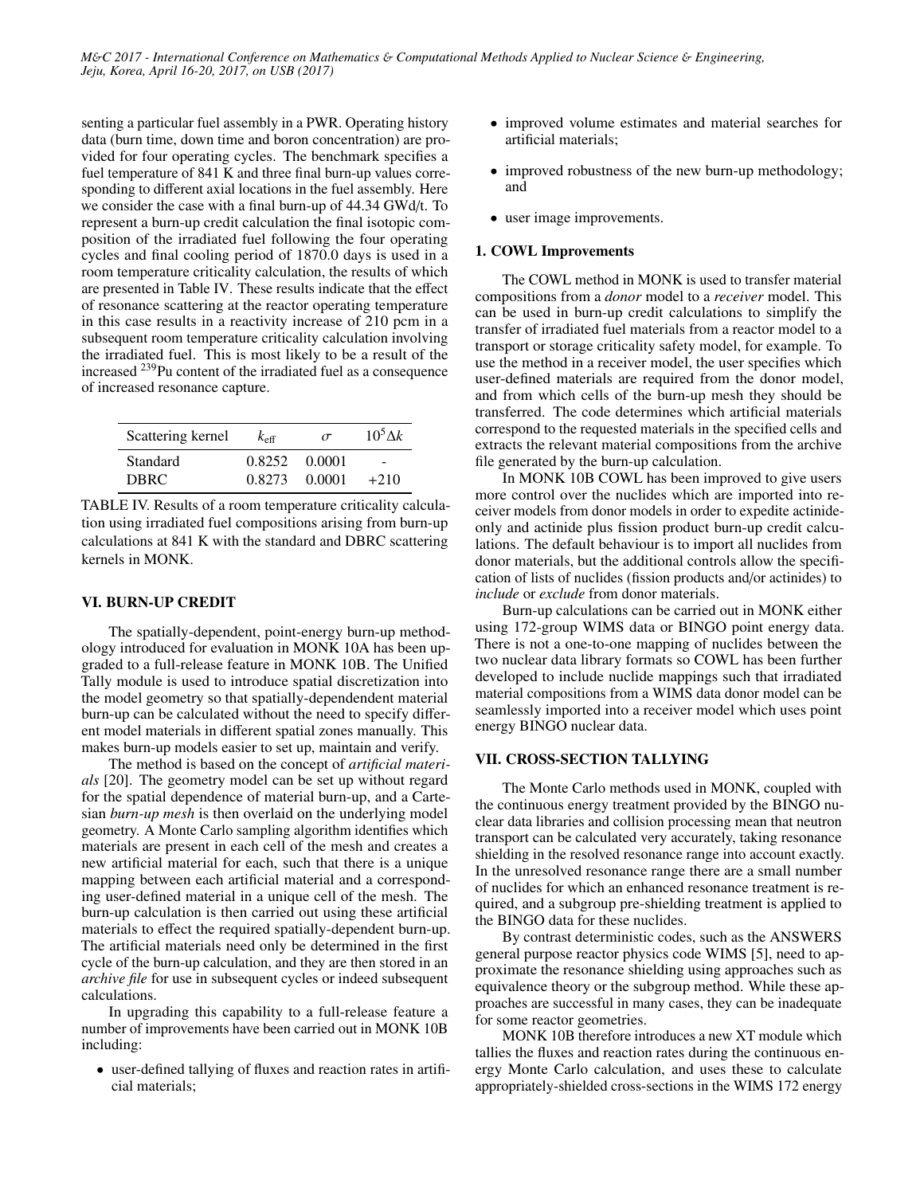senting a particular fuel assembly in a PWR. Operating history data (burn time, down time and boron concentration) are provided for four operating cycles. The benchmark specifies a fuel temperature of 841 K and three final burn-up values corresponding to different axial locations in the fuel assembly. Here we consider the case with a final burn-up of 44.34 GWd/t. To represent a burn-up credit calculation the final isotopic composition of the irradiated fuel following the four operating cycles and final cooling period of 1870.0 days is used in a room temperature criticality calculation, the results of which are presented in Table IV. These results indicate that the effect of resonance scattering at the reactor operating temperature in this case results in a reactivity increase of 210 pcm in a subsequent room temperature criticality calculation involving the irradiated fuel. This is most likely to be a result of the increased $^{239}$Pu content of the irradiated fuel as a consequence of increased resonance capture.

| Scattering kernel | $k_{\text{eff}}$ | $\sigma$ | $10^5\Delta k$ |
|---|---|---|---|
| Standard | 0.8252 | 0.0001 | - |
| DBRC | 0.8273 | 0.0001 | +210 |

TABLE IV. Results of a room temperature criticality calculation using irradiated fuel compositions arising from burn-up calculations at 841 K with the standard and DBRC scattering kernels in MONK.

## VI. BURN-UP CREDIT

The spatially-dependent, point-energy burn-up methodology introduced for evaluation in MONK 10A has been upgraded to a full-release feature in MONK 10B. The Unified Tally module is used to introduce spatial discretization into the model geometry so that spatially-dependendent material burn-up can be calculated without the need to specify different model materials in different spatial zones manually. This makes burn-up models easier to set up, maintain and verify.

The method is based on the concept of *artificial materials* [20]. The geometry model can be set up without regard for the spatial dependence of material burn-up, and a Cartesian *burn-up mesh* is then overlaid on the underlying model geometry. A Monte Carlo sampling algorithm identifies which materials are present in each cell of the mesh and creates a new artificial material for each, such that there is a unique mapping between each artificial material and a corresponding user-defined material in a unique cell of the mesh. The burn-up calculation is then carried out using these artificial materials to effect the required spatially-dependent burn-up. The artificial materials need only be determined in the first cycle of the burn-up calculation, and they are then stored in an *archive file* for use in subsequent cycles or indeed subsequent calculations.

In upgrading this capability to a full-release feature a number of improvements have been carried out in MONK 10B including:

- user-defined tallying of fluxes and reaction rates in artificial materials;
- improved volume estimates and material searches for artificial materials;
- improved robustness of the new burn-up methodology; and
- user image improvements.

### 1. COWL Improvements

The COWL method in MONK is used to transfer material compositions from a *donor* model to a *receiver* model. This can be used in burn-up credit calculations to simplify the transfer of irradiated fuel materials from a reactor model to a transport or storage criticality safety model, for example. To use the method in a receiver model, the user specifies which user-defined materials are required from the donor model, and from which cells of the burn-up mesh they should be transferred. The code determines which artificial materials correspond to the requested materials in the specified cells and extracts the relevant material compositions from the archive file generated by the burn-up calculation.

In MONK 10B COWL has been improved to give users more control over the nuclides which are imported into receiver models from donor models in order to expedite actinide-only and actinide plus fission product burn-up credit calculations. The default behaviour is to import all nuclides from donor materials, but the additional controls allow the specification of lists of nuclides (fission products and/or actinides) to *include* or *exclude* from donor materials.

Burn-up calculations can be carried out in MONK either using 172-group WIMS data or BINGO point energy data. There is not a one-to-one mapping of nuclides between the two nuclear data library formats so COWL has been further developed to include nuclide mappings such that irradiated material compositions from a WIMS data donor model can be seamlessly imported into a receiver model which uses point energy BINGO nuclear data.

## VII. CROSS-SECTION TALLYING

The Monte Carlo methods used in MONK, coupled with the continuous energy treatment provided by the BINGO nuclear data libraries and collision processing mean that neutron transport can be calculated very accurately, taking resonance shielding in the resolved resonance range into account exactly. In the unresolved resonance range there are a small number of nuclides for which an enhanced resonance treatment is required, and a subgroup pre-shielding treatment is applied to the BINGO data for these nuclides.

By contrast deterministic codes, such as the ANSWERS general purpose reactor physics code WIMS [5], need to approximate the resonance shielding using approaches such as equivalence theory or the subgroup method. While these approaches are successful in many cases, they can be inadequate for some reactor geometries.

MONK 10B therefore introduces a new XT module which tallies the fluxes and reaction rates during the continuous energy Monte Carlo calculation, and uses these to calculate appropriately-shielded cross-sections in the WIMS 172 energy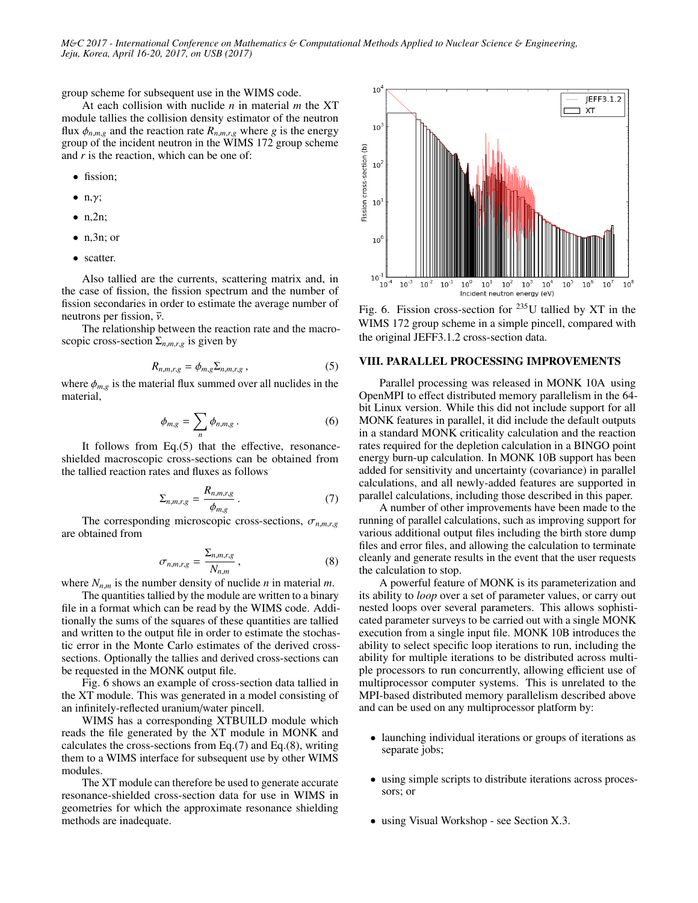group scheme for subsequent use in the WIMS code.

At each collision with nuclide $n$ in material $m$ the XT module tallies the collision density estimator of the neutron flux $\phi_{n,m,g}$ and the reaction rate $R_{n,m,r,g}$ where $g$ is the energy group of the incident neutron in the WIMS 172 group scheme and $r$ is the reaction, which can be one of:

- fission;
- n,$\gamma$;
- n,2n;
- n,3n; or
- scatter.

Also tallied are the currents, scattering matrix and, in the case of fission, the fission spectrum and the number of fission secondaries in order to estimate the average number of neutrons per fission, $\bar{\nu}$.

The relationship between the reaction rate and the macroscopic cross-section $\Sigma_{n,m,r,g}$ is given by

$$R_{n,m,r,g} = \phi_{m,g} \Sigma_{n,m,r,g} \, , \tag{5}$$

where $\phi_{m,g}$ is the material flux summed over all nuclides in the material,

$$\phi_{m,g} = \sum_{n} \phi_{n,m,g} \, . \tag{6}$$

It follows from Eq.(5) that the effective, resonance-shielded macroscopic cross-sections can be obtained from the tallied reaction rates and fluxes as follows

$$\Sigma_{n,m,r,g} = \frac{R_{n,m,r,g}}{\phi_{m,g}} \, . \tag{7}$$

The corresponding microscopic cross-sections, $\sigma_{n,m,r,g}$ are obtained from

$$\sigma_{n,m,r,g} = \frac{\Sigma_{n,m,r,g}}{N_{n,m}} \, , \tag{8}$$

where $N_{n,m}$ is the number density of nuclide $n$ in material $m$.

The quantities tallied by the module are written to a binary file in a format which can be read by the WIMS code. Additionally the sums of the squares of these quantities are tallied and written to the output file in order to estimate the stochastic error in the Monte Carlo estimates of the derived cross-sections. Optionally the tallies and derived cross-sections can be requested in the MONK output file.

Fig. 6 shows an example of cross-section data tallied in the XT module. This was generated in a model consisting of an infinitely-reflected uranium/water pincell.

WIMS has a corresponding XTBUILD module which reads the file generated by the XT module in MONK and calculates the cross-sections from Eq.(7) and Eq.(8), writing them to a WIMS interface for subsequent use by other WIMS modules.

The XT module can therefore be used to generate accurate resonance-shielded cross-section data for use in WIMS in geometries for which the approximate resonance shielding methods are inadequate.

Fig. 6. Fission cross-section for $^{235}$U tallied by XT in the WIMS 172 group scheme in a simple pincell, compared with the original JEFF3.1.2 cross-section data.

## VIII. PARALLEL PROCESSING IMPROVEMENTS

Parallel processing was released in MONK 10A using OpenMPI to effect distributed memory parallelism in the 64-bit Linux version. While this did not include support for all MONK features in parallel, it did include the default outputs in a standard MONK criticality calculation and the reaction rates required for the depletion calculation in a BINGO point energy burn-up calculation. In MONK 10B support has been added for sensitivity and uncertainty (covariance) in parallel calculations, and all newly-added features are supported in parallel calculations, including those described in this paper.

A number of other improvements have been made to the running of parallel calculations, such as improving support for various additional output files including the birth store dump files and error files, and allowing the calculation to terminate cleanly and generate results in the event that the user requests the calculation to stop.

A powerful feature of MONK is its parameterization and its ability to *loop* over a set of parameter values, or carry out nested loops over several parameters. This allows sophisticated parameter surveys to be carried out with a single MONK execution from a single input file. MONK 10B introduces the ability to select specific loop iterations to run, including the ability for multiple iterations to be distributed across multiple processors to run concurrently, allowing efficient use of multiprocessor computer systems. This is unrelated to the MPI-based distributed memory parallelism described above and can be used on any multiprocessor platform by:

- launching individual iterations or groups of iterations as separate jobs;
- using simple scripts to distribute iterations across processors; or
- using Visual Workshop - see Section X.3.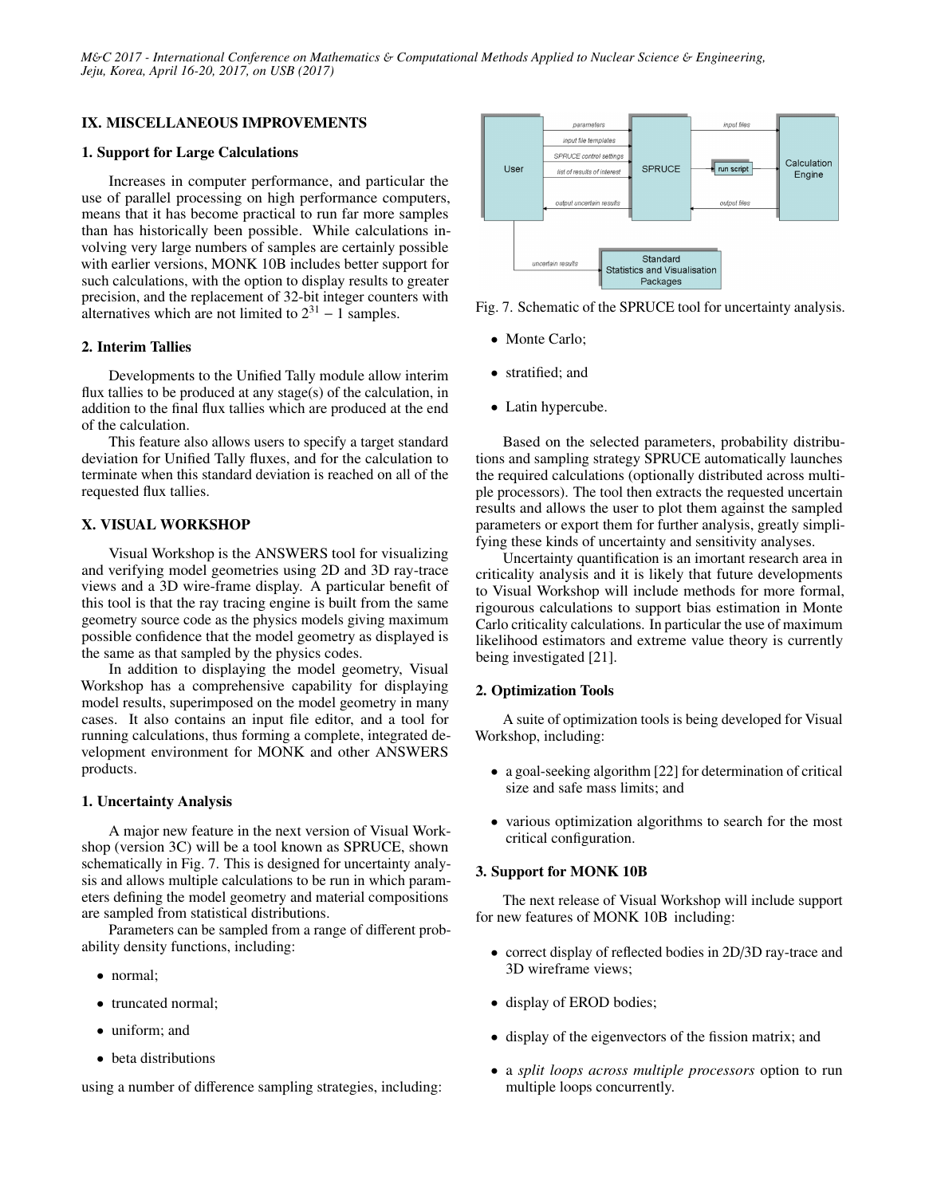## IX. MISCELLANEOUS IMPROVEMENTS

### 1. Support for Large Calculations

Increases in computer performance, and particular the use of parallel processing on high performance computers, means that it has become practical to run far more samples than has historically been possible. While calculations involving very large numbers of samples are certainly possible with earlier versions, MONK 10B includes better support for such calculations, with the option to display results to greater precision, and the replacement of 32-bit integer counters with alternatives which are not limited to $2^{31} - 1$ samples.

### 2. Interim Tallies

Developments to the Unified Tally module allow interim flux tallies to be produced at any stage(s) of the calculation, in addition to the final flux tallies which are produced at the end of the calculation.

This feature also allows users to specify a target standard deviation for Unified Tally fluxes, and for the calculation to terminate when this standard deviation is reached on all of the requested flux tallies.

## X. VISUAL WORKSHOP

Visual Workshop is the ANSWERS tool for visualizing and verifying model geometries using 2D and 3D ray-trace views and a 3D wire-frame display. A particular benefit of this tool is that the ray tracing engine is built from the same geometry source code as the physics models giving maximum possible confidence that the model geometry as displayed is the same as that sampled by the physics codes.

In addition to displaying the model geometry, Visual Workshop has a comprehensive capability for displaying model results, superimposed on the model geometry in many cases. It also contains an input file editor, and a tool for running calculations, thus forming a complete, integrated development environment for MONK and other ANSWERS products.

### 1. Uncertainty Analysis

A major new feature in the next version of Visual Workshop (version 3C) will be a tool known as SPRUCE, shown schematically in Fig. 7. This is designed for uncertainty analysis and allows multiple calculations to be run in which parameters defining the model geometry and material compositions are sampled from statistical distributions.

Parameters can be sampled from a range of different probability density functions, including:

- normal;
- truncated normal;
- uniform; and
- beta distributions

using a number of difference sampling strategies, including:

Fig. 7. Schematic of the SPRUCE tool for uncertainty analysis.

- Monte Carlo;
- stratified; and
- Latin hypercube.

Based on the selected parameters, probability distributions and sampling strategy SPRUCE automatically launches the required calculations (optionally distributed across multiple processors). The tool then extracts the requested uncertain results and allows the user to plot them against the sampled parameters or export them for further analysis, greatly simplifying these kinds of uncertainty and sensitivity analyses.

Uncertainty quantification is an imortant research area in criticality analysis and it is likely that future developments to Visual Workshop will include methods for more formal, rigourous calculations to support bias estimation in Monte Carlo criticality calculations. In particular the use of maximum likelihood estimators and extreme value theory is currently being investigated [21].

### 2. Optimization Tools

A suite of optimization tools is being developed for Visual Workshop, including:

- a goal-seeking algorithm [22] for determination of critical size and safe mass limits; and
- various optimization algorithms to search for the most critical configuration.

### 3. Support for MONK 10B

The next release of Visual Workshop will include support for new features of MONK 10B including:

- correct display of reflected bodies in 2D/3D ray-trace and 3D wireframe views;
- display of EROD bodies;
- display of the eigenvectors of the fission matrix; and
- a *split loops across multiple processors* option to run multiple loops concurrently.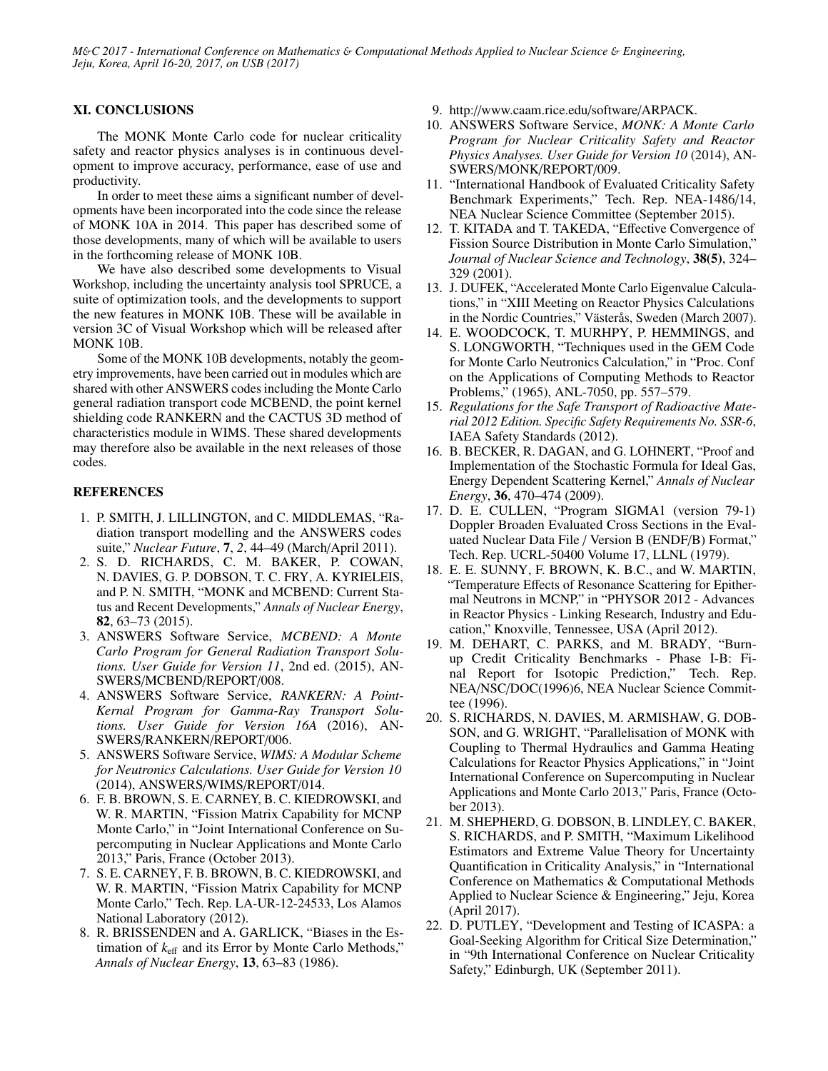## XI. CONCLUSIONS

The MONK Monte Carlo code for nuclear criticality safety and reactor physics analyses is in continuous development to improve accuracy, performance, ease of use and productivity.

In order to meet these aims a significant number of developments have been incorporated into the code since the release of MONK 10A in 2014. This paper has described some of those developments, many of which will be available to users in the forthcoming release of MONK 10B.

We have also described some developments to Visual Workshop, including the uncertainty analysis tool SPRUCE, a suite of optimization tools, and the developments to support the new features in MONK 10B. These will be available in version 3C of Visual Workshop which will be released after MONK 10B.

Some of the MONK 10B developments, notably the geometry improvements, have been carried out in modules which are shared with other ANSWERS codes including the Monte Carlo general radiation transport code MCBEND, the point kernel shielding code RANKERN and the CACTUS 3D method of characteristics module in WIMS. These shared developments may therefore also be available in the next releases of those codes.

## REFERENCES

1. P. SMITH, J. LILLINGTON, and C. MIDDLEMAS, "Radiation transport modelling and the ANSWERS codes suite," *Nuclear Future*, **7**, *2*, 44–49 (March/April 2011).
2. S. D. RICHARDS, C. M. BAKER, P. COWAN, N. DAVIES, G. P. DOBSON, T. C. FRY, A. KYRIELEIS, and P. N. SMITH, "MONK and MCBEND: Current Status and Recent Developments," *Annals of Nuclear Energy*, **82**, 63–73 (2015).
3. ANSWERS Software Service, *MCBEND: A Monte Carlo Program for General Radiation Transport Solutions. User Guide for Version 11*, 2nd ed. (2015), ANSWERS/MCBEND/REPORT/008.
4. ANSWERS Software Service, *RANKERN: A Point-Kernal Program for Gamma-Ray Transport Solutions. User Guide for Version 16A* (2016), ANSWERS/RANKERN/REPORT/006.
5. ANSWERS Software Service, *WIMS: A Modular Scheme for Neutronics Calculations. User Guide for Version 10* (2014), ANSWERS/WIMS/REPORT/014.
6. F. B. BROWN, S. E. CARNEY, B. C. KIEDROWSKI, and W. R. MARTIN, "Fission Matrix Capability for MCNP Monte Carlo," in "Joint International Conference on Supercomputing in Nuclear Applications and Monte Carlo 2013," Paris, France (October 2013).
7. S. E. CARNEY, F. B. BROWN, B. C. KIEDROWSKI, and W. R. MARTIN, "Fission Matrix Capability for MCNP Monte Carlo," Tech. Rep. LA-UR-12-24533, Los Alamos National Laboratory (2012).
8. R. BRISSENDEN and A. GARLICK, "Biases in the Estimation of $k_{\text{eff}}$ and its Error by Monte Carlo Methods," *Annals of Nuclear Energy*, **13**, 63–83 (1986).
9. http://www.caam.rice.edu/software/ARPACK.
10. ANSWERS Software Service, *MONK: A Monte Carlo Program for Nuclear Criticality Safety and Reactor Physics Analyses. User Guide for Version 10* (2014), ANSWERS/MONK/REPORT/009.
11. "International Handbook of Evaluated Criticality Safety Benchmark Experiments," Tech. Rep. NEA-1486/14, NEA Nuclear Science Committee (September 2015).
12. T. KITADA and T. TAKEDA, "Effective Convergence of Fission Source Distribution in Monte Carlo Simulation," *Journal of Nuclear Science and Technology*, **38(5)**, 324–329 (2001).
13. J. DUFEK, "Accelerated Monte Carlo Eigenvalue Calculations," in "XIII Meeting on Reactor Physics Calculations in the Nordic Countries," Västerås, Sweden (March 2007).
14. E. WOODCOCK, T. MURHPY, P. HEMMINGS, and S. LONGWORTH, "Techniques used in the GEM Code for Monte Carlo Neutronics Calculation," in "Proc. Conf on the Applications of Computing Methods to Reactor Problems," (1965), ANL-7050, pp. 557–579.
15. *Regulations for the Safe Transport of Radioactive Material 2012 Edition. Specific Safety Requirements No. SSR-6*, IAEA Safety Standards (2012).
16. B. BECKER, R. DAGAN, and G. LOHNERT, "Proof and Implementation of the Stochastic Formula for Ideal Gas, Energy Dependent Scattering Kernel," *Annals of Nuclear Energy*, **36**, 470–474 (2009).
17. D. E. CULLEN, "Program SIGMA1 (version 79-1) Doppler Broaden Evaluated Cross Sections in the Evaluated Nuclear Data File / Version B (ENDF/B) Format," Tech. Rep. UCRL-50400 Volume 17, LLNL (1979).
18. E. E. SUNNY, F. BROWN, K. B.C., and W. MARTIN, "Temperature Effects of Resonance Scattering for Epithermal Neutrons in MCNP," in "PHYSOR 2012 - Advances in Reactor Physics - Linking Research, Industry and Education," Knoxville, Tennessee, USA (April 2012).
19. M. DEHART, C. PARKS, and M. BRADY, "Burnup Credit Criticality Benchmarks - Phase I-B: Final Report for Isotopic Prediction," Tech. Rep. NEA/NSC/DOC(1996)6, NEA Nuclear Science Committee (1996).
20. S. RICHARDS, N. DAVIES, M. ARMISHAW, G. DOBSON, and G. WRIGHT, "Parallelisation of MONK with Coupling to Thermal Hydraulics and Gamma Heating Calculations for Reactor Physics Applications," in "Joint International Conference on Supercomputing in Nuclear Applications and Monte Carlo 2013," Paris, France (October 2013).
21. M. SHEPHERD, G. DOBSON, B. LINDLEY, C. BAKER, S. RICHARDS, and P. SMITH, "Maximum Likelihood Estimators and Extreme Value Theory for Uncertainty Quantification in Criticality Analysis," in "International Conference on Mathematics & Computational Methods Applied to Nuclear Science & Engineering," Jeju, Korea (April 2017).
22. D. PUTLEY, "Development and Testing of ICASPA: a Goal-Seeking Algorithm for Critical Size Determination," in "9th International Conference on Nuclear Criticality Safety," Edinburgh, UK (September 2011).